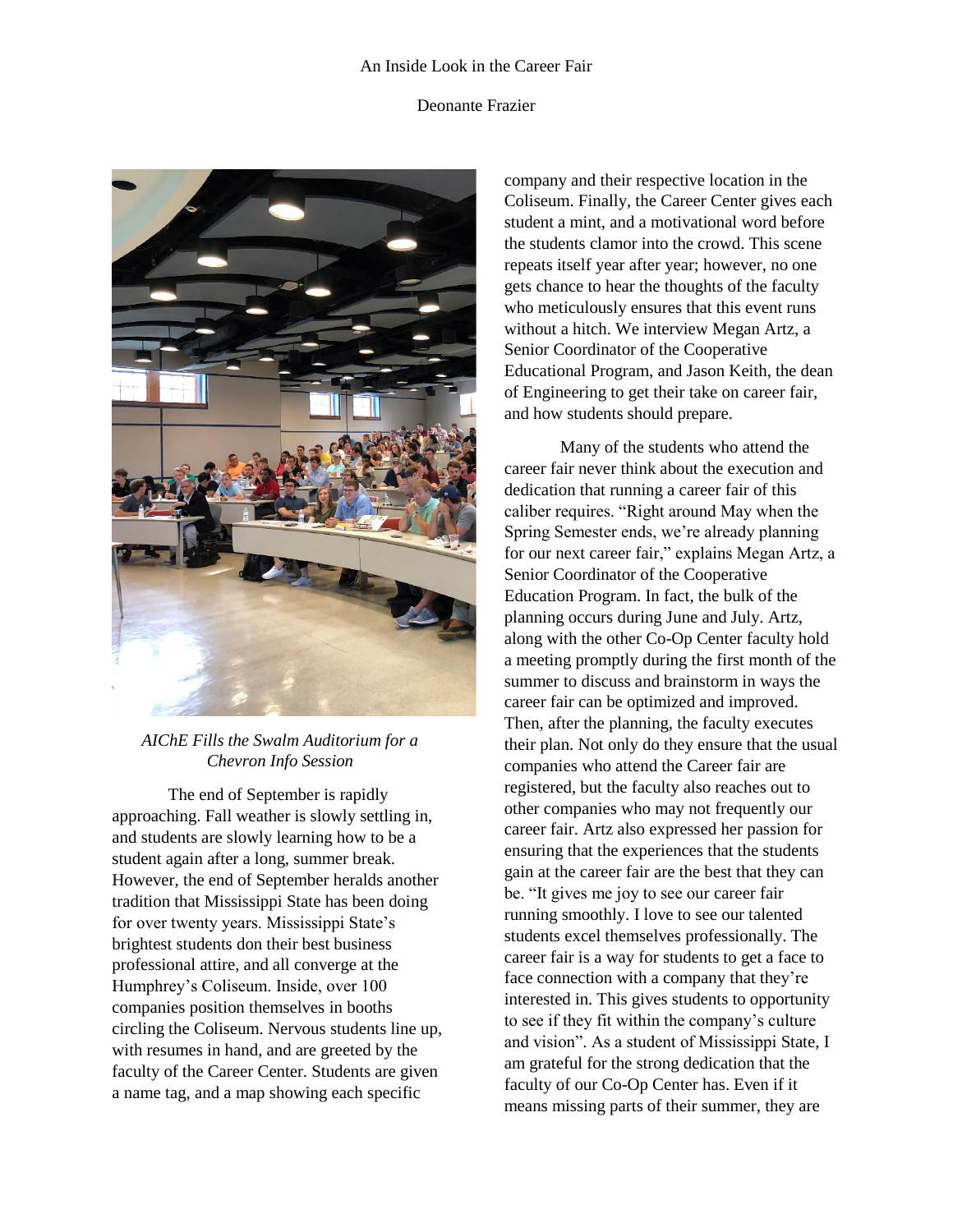# An Inside Look in the Career Fair

Deonante Frazier

*AIChE Fills the Swalm Auditorium for a Chevron Info Session*

The end of September is rapidly approaching. Fall weather is slowly settling in, and students are slowly learning how to be a student again after a long, summer break. However, the end of September heralds another tradition that Mississippi State has been doing for over twenty years. Mississippi State's brightest students don their best business professional attire, and all converge at the Humphrey's Coliseum. Inside, over 100 companies position themselves in booths circling the Coliseum. Nervous students line up, with resumes in hand, and are greeted by the faculty of the Career Center. Students are given a name tag, and a map showing each specific company and their respective location in the Coliseum. Finally, the Career Center gives each student a mint, and a motivational word before the students clamor into the crowd. This scene repeats itself year after year; however, no one gets chance to hear the thoughts of the faculty who meticulously ensures that this event runs without a hitch. We interview Megan Artz, a Senior Coordinator of the Cooperative Educational Program, and Jason Keith, the dean of Engineering to get their take on career fair, and how students should prepare.

Many of the students who attend the career fair never think about the execution and dedication that running a career fair of this caliber requires. "Right around May when the Spring Semester ends, we're already planning for our next career fair," explains Megan Artz, a Senior Coordinator of the Cooperative Education Program. In fact, the bulk of the planning occurs during June and July. Artz, along with the other Co-Op Center faculty hold a meeting promptly during the first month of the summer to discuss and brainstorm in ways the career fair can be optimized and improved. Then, after the planning, the faculty executes their plan. Not only do they ensure that the usual companies who attend the Career fair are registered, but the faculty also reaches out to other companies who may not frequently our career fair. Artz also expressed her passion for ensuring that the experiences that the students gain at the career fair are the best that they can be. "It gives me joy to see our career fair running smoothly. I love to see our talented students excel themselves professionally. The career fair is a way for students to get a face to face connection with a company that they're interested in. This gives students to opportunity to see if they fit within the company's culture and vision". As a student of Mississippi State, I am grateful for the strong dedication that the faculty of our Co-Op Center has. Even if it means missing parts of their summer, they are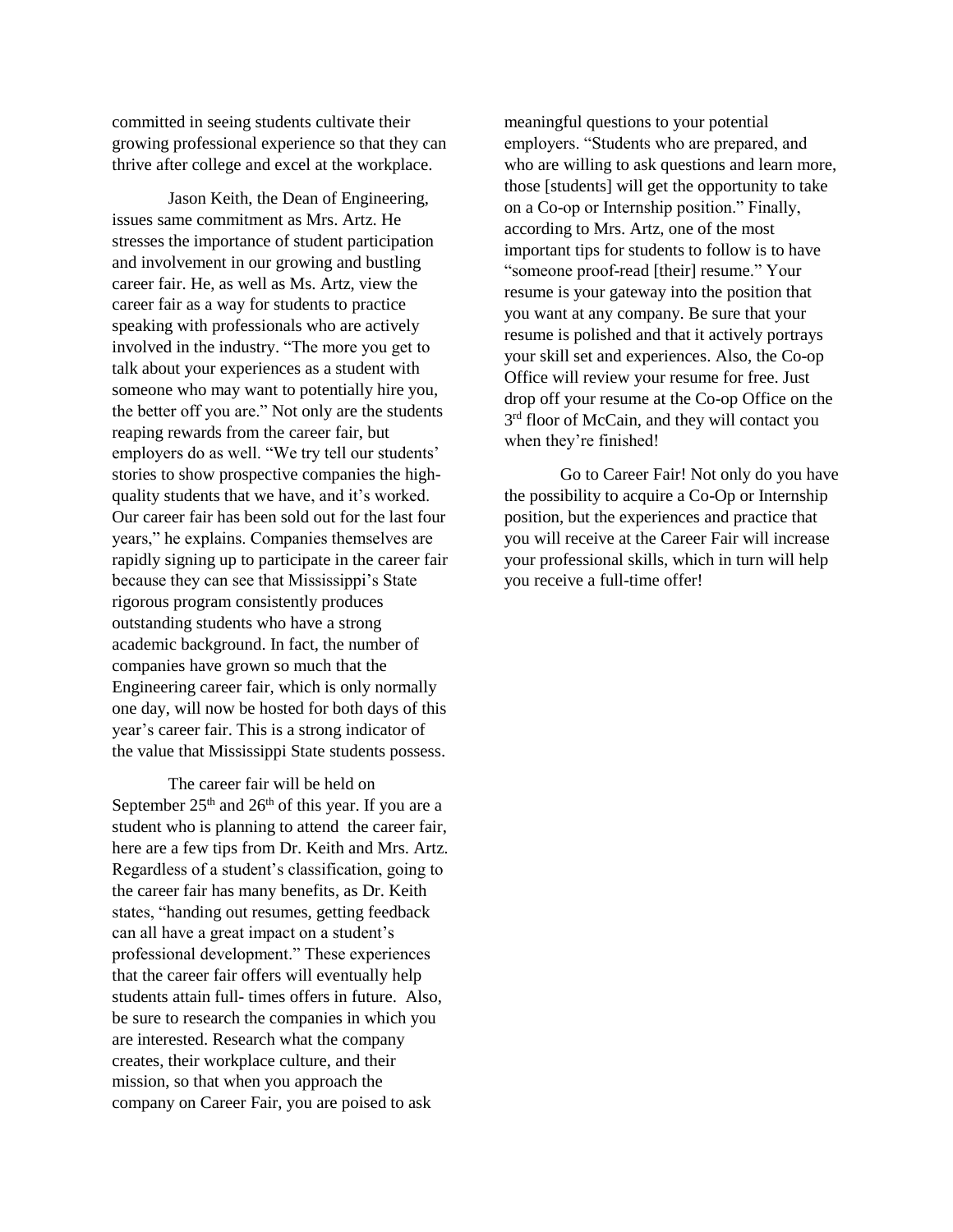committed in seeing students cultivate their growing professional experience so that they can thrive after college and excel at the workplace.

Jason Keith, the Dean of Engineering, issues same commitment as Mrs. Artz. He stresses the importance of student participation and involvement in our growing and bustling career fair. He, as well as Ms. Artz, view the career fair as a way for students to practice speaking with professionals who are actively involved in the industry. "The more you get to talk about your experiences as a student with someone who may want to potentially hire you, the better off you are." Not only are the students reaping rewards from the career fair, but employers do as well. "We try tell our students' stories to show prospective companies the high-quality students that we have, and it's worked. Our career fair has been sold out for the last four years," he explains. Companies themselves are rapidly signing up to participate in the career fair because they can see that Mississippi's State rigorous program consistently produces outstanding students who have a strong academic background. In fact, the number of companies have grown so much that the Engineering career fair, which is only normally one day, will now be hosted for both days of this year's career fair. This is a strong indicator of the value that Mississippi State students possess.

The career fair will be held on September 25th and 26th of this year. If you are a student who is planning to attend the career fair, here are a few tips from Dr. Keith and Mrs. Artz. Regardless of a student's classification, going to the career fair has many benefits, as Dr. Keith states, "handing out resumes, getting feedback can all have a great impact on a student's professional development." These experiences that the career fair offers will eventually help students attain full- times offers in future. Also, be sure to research the companies in which you are interested. Research what the company creates, their workplace culture, and their mission, so that when you approach the company on Career Fair, you are poised to ask meaningful questions to your potential employers. "Students who are prepared, and who are willing to ask questions and learn more, those [students] will get the opportunity to take on a Co-op or Internship position." Finally, according to Mrs. Artz, one of the most important tips for students to follow is to have "someone proof-read [their] resume." Your resume is your gateway into the position that you want at any company. Be sure that your resume is polished and that it actively portrays your skill set and experiences. Also, the Co-op Office will review your resume for free. Just drop off your resume at the Co-op Office on the 3rd floor of McCain, and they will contact you when they're finished!

Go to Career Fair! Not only do you have the possibility to acquire a Co-Op or Internship position, but the experiences and practice that you will receive at the Career Fair will increase your professional skills, which in turn will help you receive a full-time offer!